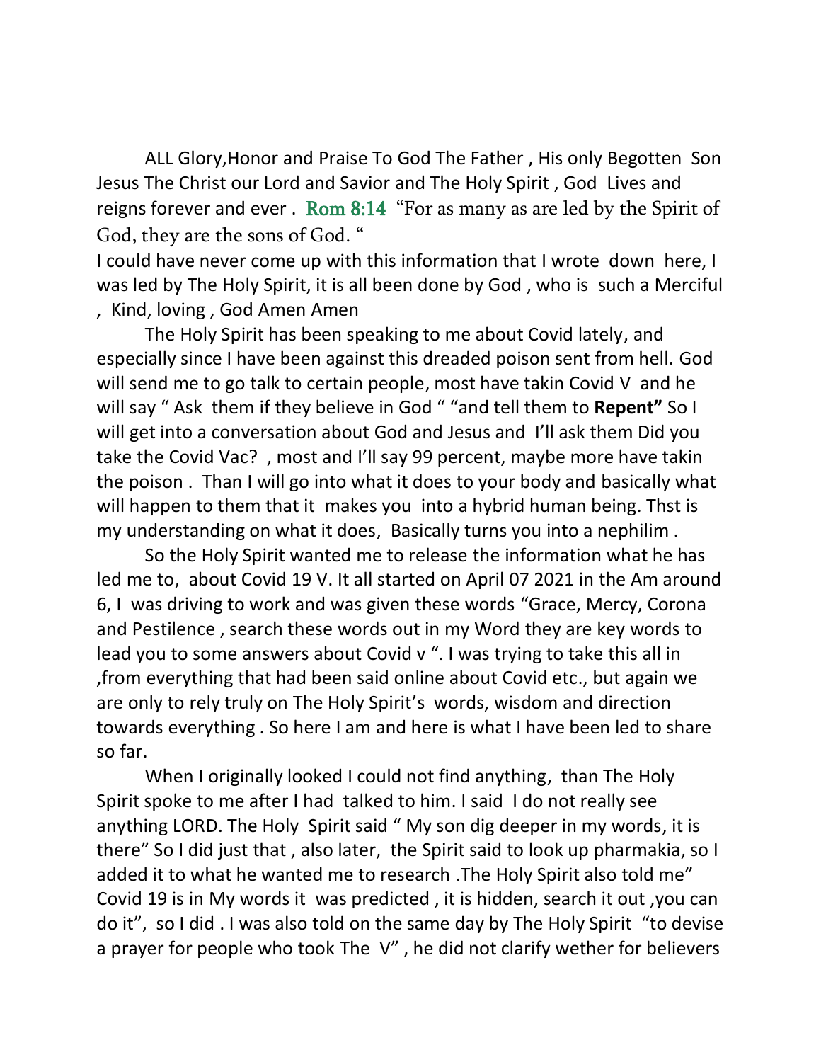ALL Glory,Honor and Praise To God The Father , His only Begotten Son Jesus The Christ our Lord and Savior and The Holy Spirit , God Lives and reigns forever and ever . Rom 8:14 "For as many as are led by the Spirit of God, they are the sons of God. "

I could have never come up with this information that I wrote down here, I was led by The Holy Spirit, it is all been done by God , who is such a Merciful , Kind, loving , God Amen Amen

The Holy Spirit has been speaking to me about Covid lately, and especially since I have been against this dreaded poison sent from hell. God will send me to go talk to certain people, most have takin Covid V and he will say " Ask them if they believe in God " "and tell them to **Repent"** So I will get into a conversation about God and Jesus and I'll ask them Did you take the Covid Vac? , most and I'll say 99 percent, maybe more have takin the poison . Than I will go into what it does to your body and basically what will happen to them that it makes you into a hybrid human being. Thst is my understanding on what it does, Basically turns you into a nephilim .

So the Holy Spirit wanted me to release the information what he has led me to, about Covid 19 V. It all started on April 07 2021 in the Am around 6, I was driving to work and was given these words "Grace, Mercy, Corona and Pestilence , search these words out in my Word they are key words to lead you to some answers about Covid v ". I was trying to take this all in ,from everything that had been said online about Covid etc., but again we are only to rely truly on The Holy Spirit's words, wisdom and direction towards everything . So here I am and here is what I have been led to share so far.

When I originally looked I could not find anything, than The Holy Spirit spoke to me after I had talked to him. I said I do not really see anything LORD. The Holy Spirit said " My son dig deeper in my words, it is there" So I did just that , also later, the Spirit said to look up pharmakia, so I added it to what he wanted me to research .The Holy Spirit also told me" Covid 19 is in My words it was predicted , it is hidden, search it out ,you can do it", so I did . I was also told on the same day by The Holy Spirit "to devise a prayer for people who took The V" , he did not clarify wether for believers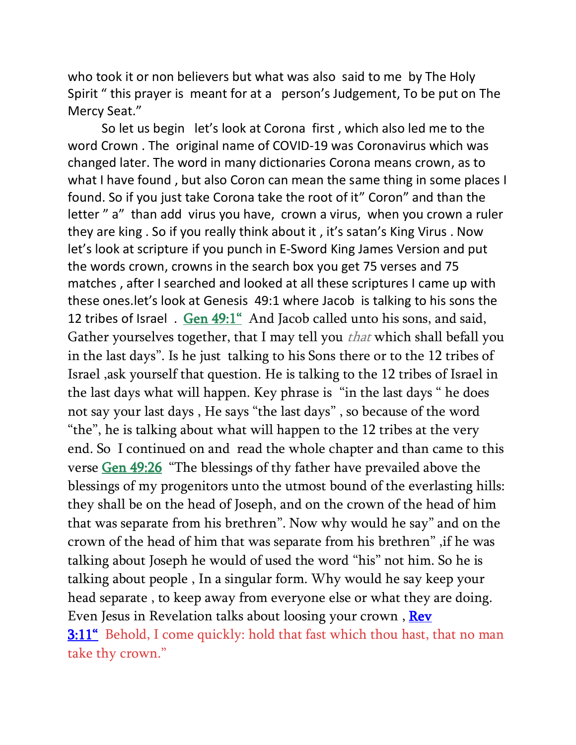who took it or non believers but what was also said to me by The Holy Spirit " this prayer is meant for at a person's Judgement, To be put on The Mercy Seat."

So let us begin let's look at Corona first , which also led me to the word Crown . The original name of COVID-19 was Coronavirus which was changed later. The word in many dictionaries Corona means crown, as to what I have found , but also Coron can mean the same thing in some places I found. So if you just take Corona take the root of it" Coron" and than the letter " a" than add virus you have, crown a virus, when you crown a ruler they are king . So if you really think about it , it's satan's King Virus . Now let's look at scripture if you punch in E-Sword King James Version and put the words crown, crowns in the search box you get 75 verses and 75 matches , after I searched and looked at all these scriptures I came up with these ones.let's look at Genesis 49:1 where Jacob is talking to his sons the 12 tribes of Israel . **Gen 49:1"** And Jacob called unto his sons, and said, Gather yourselves together, that I may tell you *that* which shall befall you in the last days". Is he just talking to his Sons there or to the 12 tribes of Israel ,ask yourself that question. He is talking to the 12 tribes of Israel in the last days what will happen. Key phrase is "in the last days " he does not say your last days , He says "the last days" , so because of the word "the", he is talking about what will happen to the 12 tribes at the very end. So I continued on and read the whole chapter and than came to this verse **Gen 49:26** "The blessings of thy father have prevailed above the blessings of my progenitors unto the utmost bound of the everlasting hills: they shall be on the head of Joseph, and on the crown of the head of him that was separate from his brethren". Now why would he say" and on the crown of the head of him that was separate from his brethren" ,if he was talking about Joseph he would of used the word "his" not him. So he is talking about people , In a singular form. Why would he say keep your head separate , to keep away from everyone else or what they are doing. Even Jesus in Revelation talks about loosing your crown , **Rev 3:11"** Behold, I come quickly: hold that fast which thou hast, that no man take thy crown."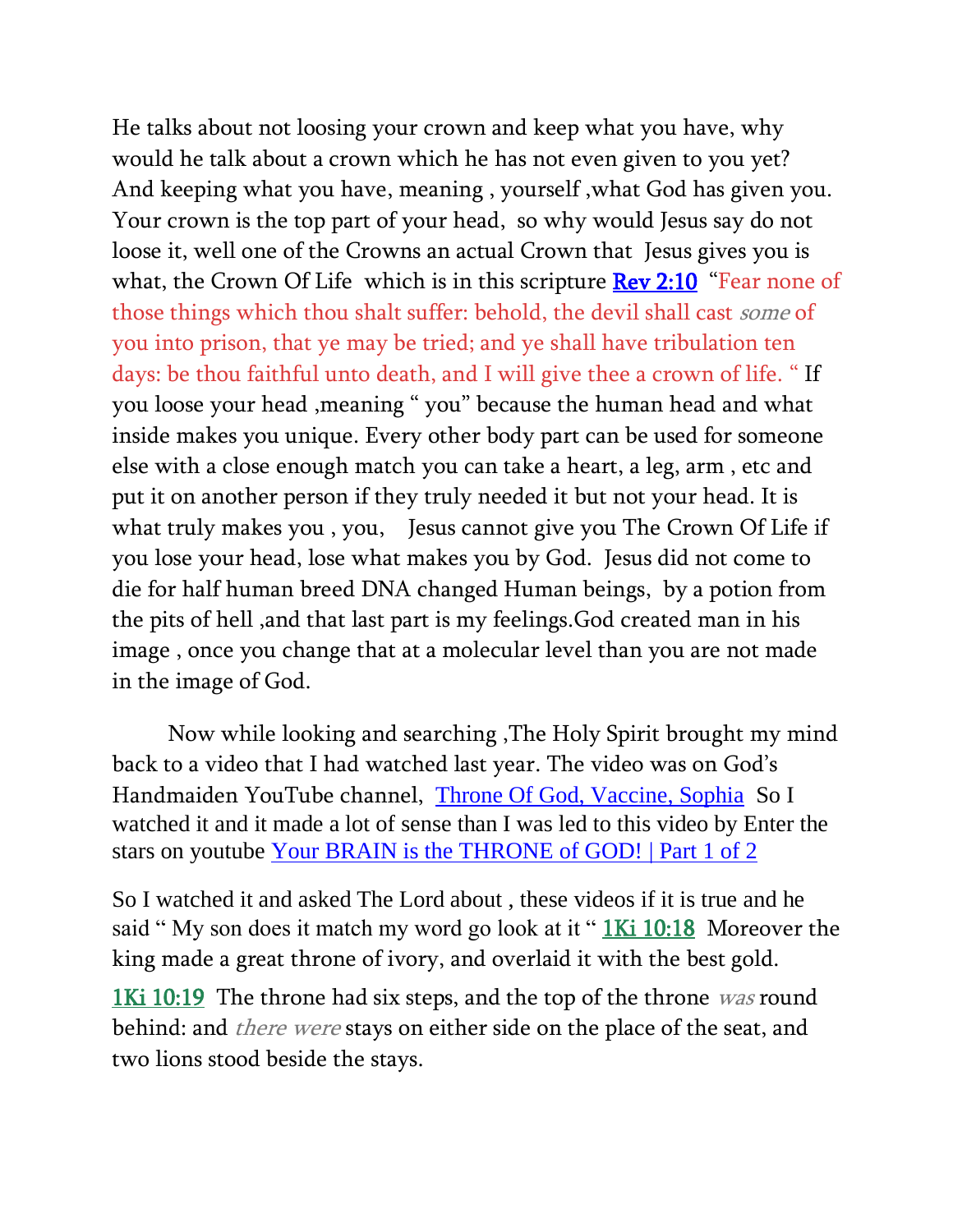He talks about not loosing your crown and keep what you have, why would he talk about a crown which he has not even given to you yet? And keeping what you have, meaning , yourself ,what God has given you. Your crown is the top part of your head, so why would Jesus say do not loose it, well one of the Crowns an actual Crown that Jesus gives you is what, the Crown Of Life which is in this scripture **Rev 2:10** "Fear none of those things which thou shalt suffer: behold, the devil shall cast *some* of you into prison, that ye may be tried; and ye shall have tribulation ten days: be thou faithful unto death, and I will give thee a crown of life. " If you loose your head ,meaning " you" because the human head and what inside makes you unique. Every other body part can be used for someone else with a close enough match you can take a heart, a leg, arm , etc and put it on another person if they truly needed it but not your head. It is what truly makes you , you, Jesus cannot give you The Crown Of Life if you lose your head, lose what makes you by God. Jesus did not come to die for half human breed DNA changed Human beings, by a potion from the pits of hell ,and that last part is my feelings.God created man in his image , once you change that at a molecular level than you are not made in the image of God.

Now while looking and searching ,The Holy Spirit brought my mind back to a video that I had watched last year. The video was on God's Handmaiden YouTube channel, Throne Of God, Vaccine, Sophia So I watched it and it made a lot of sense than I was led to this video by Enter the stars on youtube Your BRAIN is the THRONE of GOD! | Part 1 of 2

So I watched it and asked The Lord about , these videos if it is true and he said " My son does it match my word go look at it " **1Ki 10:18** Moreover the king made a great throne of ivory, and overlaid it with the best gold.

**1Ki 10:19** The throne had six steps, and the top of the throne *was* round behind: and *there were* stays on either side on the place of the seat, and two lions stood beside the stays.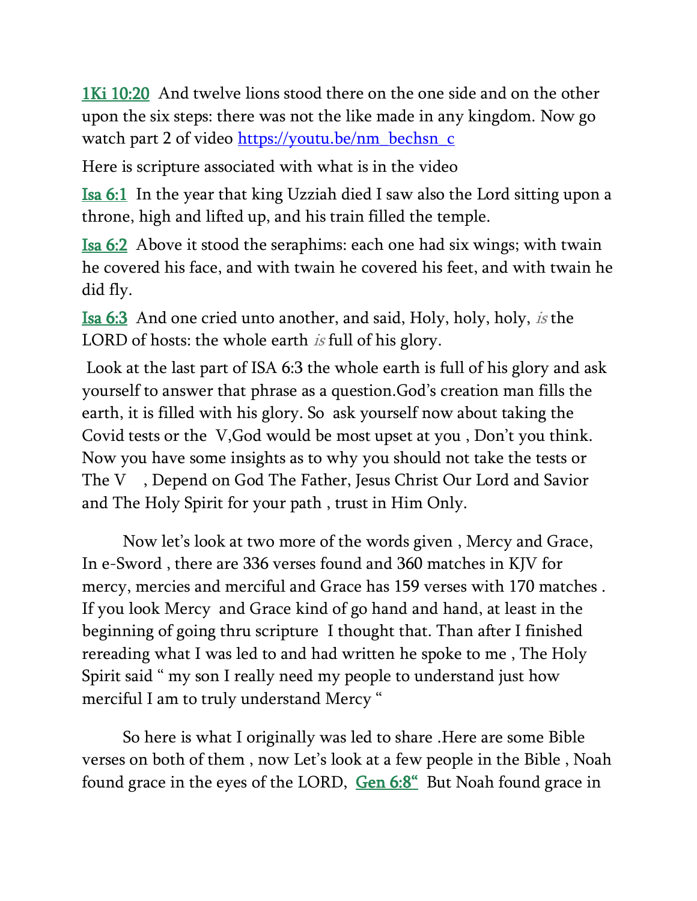[1Ki 10:20](1Ki 10:20) And twelve lions stood there on the one side and on the other upon the six steps: there was not the like made in any kingdom. Now go watch part 2 of video https://youtu.be/nm_bechsn_c

Here is scripture associated with what is in the video

[Isa 6:1](Isa 6:1) In the year that king Uzziah died I saw also the Lord sitting upon a throne, high and lifted up, and his train filled the temple.

[Isa 6:2](Isa 6:2) Above it stood the seraphims: each one had six wings; with twain he covered his face, and with twain he covered his feet, and with twain he did fly.

[Isa 6:3](Isa 6:3) And one cried unto another, and said, Holy, holy, holy, *is* the LORD of hosts: the whole earth *is* full of his glory.

Look at the last part of ISA 6:3 the whole earth is full of his glory and ask yourself to answer that phrase as a question.God's creation man fills the earth, it is filled with his glory. So ask yourself now about taking the Covid tests or the V,God would be most upset at you , Don't you think. Now you have some insights as to why you should not take the tests or The V , Depend on God The Father, Jesus Christ Our Lord and Savior and The Holy Spirit for your path , trust in Him Only.

Now let's look at two more of the words given , Mercy and Grace, In e-Sword , there are 336 verses found and 360 matches in KJV for mercy, mercies and merciful and Grace has 159 verses with 170 matches . If you look Mercy and Grace kind of go hand and hand, at least in the beginning of going thru scripture I thought that. Than after I finished rereading what I was led to and had written he spoke to me , The Holy Spirit said " my son I really need my people to understand just how merciful I am to truly understand Mercy "

So here is what I originally was led to share .Here are some Bible verses on both of them , now Let's look at a few people in the Bible , Noah found grace in the eyes of the LORD, [Gen 6:8"](Gen 6:8) But Noah found grace in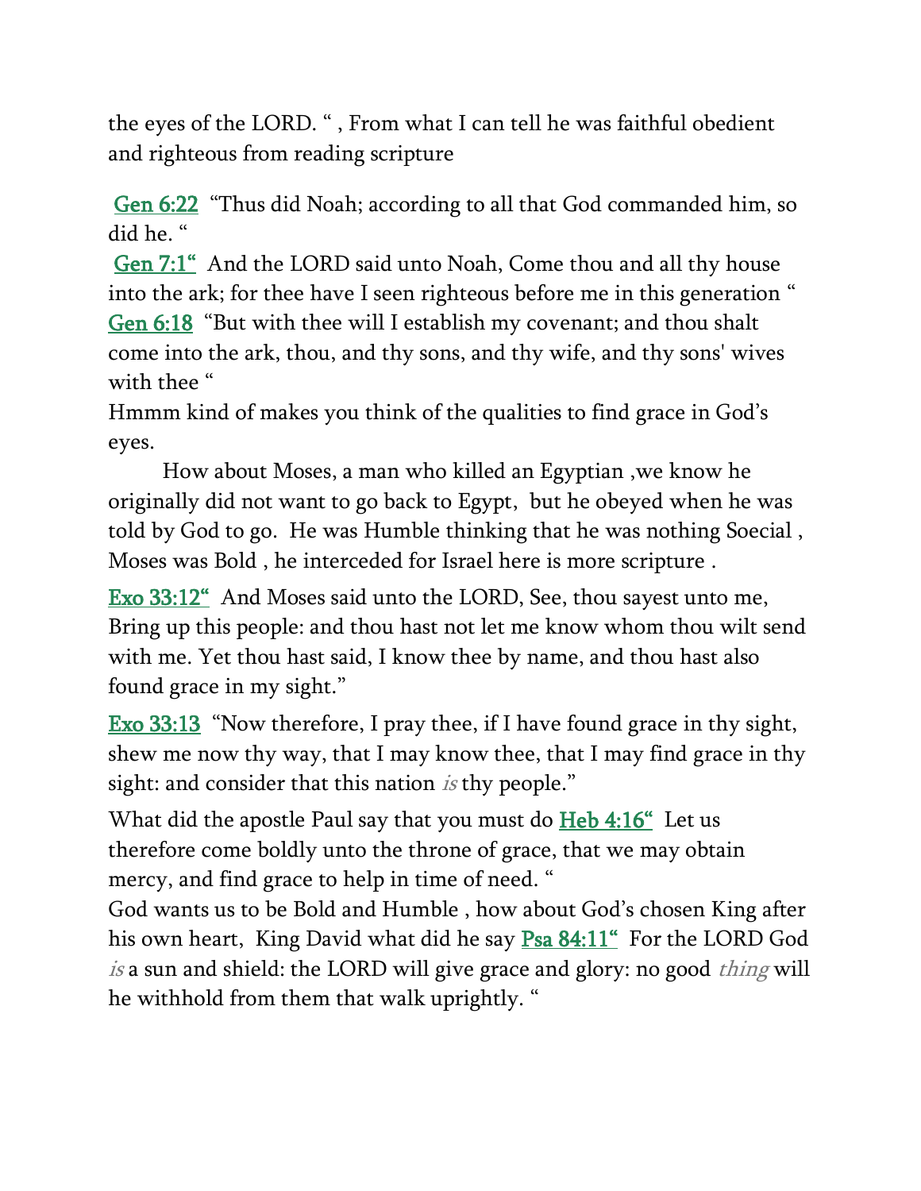the eyes of the LORD. " , From what I can tell he was faithful obedient and righteous from reading scripture

Gen 6:22 "Thus did Noah; according to all that God commanded him, so did he. "
Gen 7:1" And the LORD said unto Noah, Come thou and all thy house into the ark; for thee have I seen righteous before me in this generation "
Gen 6:18 "But with thee will I establish my covenant; and thou shalt come into the ark, thou, and thy sons, and thy wife, and thy sons' wives with thee "
Hmmm kind of makes you think of the qualities to find grace in God's eyes.

How about Moses, a man who killed an Egyptian ,we know he originally did not want to go back to Egypt, but he obeyed when he was told by God to go. He was Humble thinking that he was nothing Soecial , Moses was Bold , he interceded for Israel here is more scripture .

Exo 33:12" And Moses said unto the LORD, See, thou sayest unto me, Bring up this people: and thou hast not let me know whom thou wilt send with me. Yet thou hast said, I know thee by name, and thou hast also found grace in my sight."

Exo 33:13 "Now therefore, I pray thee, if I have found grace in thy sight, shew me now thy way, that I may know thee, that I may find grace in thy sight: and consider that this nation *is* thy people."

What did the apostle Paul say that you must do Heb 4:16" Let us therefore come boldly unto the throne of grace, that we may obtain mercy, and find grace to help in time of need. "
God wants us to be Bold and Humble , how about God's chosen King after his own heart, King David what did he say Psa 84:11" For the LORD God *is* a sun and shield: the LORD will give grace and glory: no good *thing* will he withhold from them that walk uprightly. "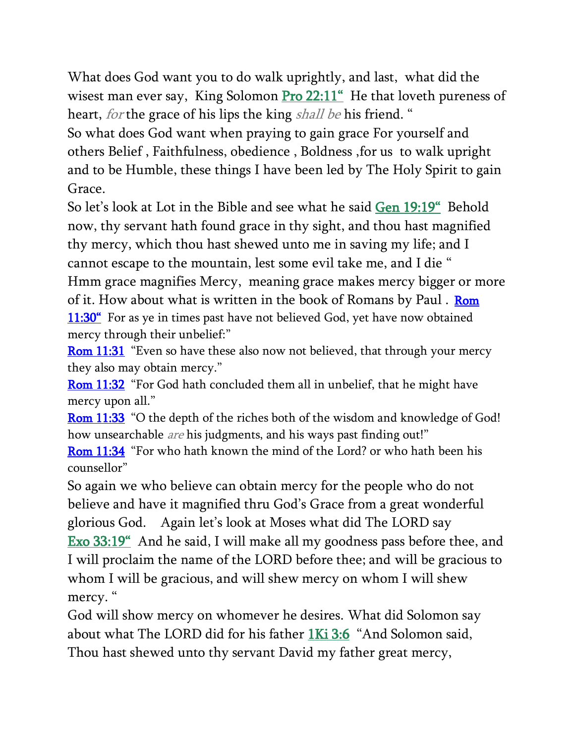What does God want you to do walk uprightly, and last, what did the wisest man ever say, King Solomon Pro 22:11" He that loveth pureness of heart, *for* the grace of his lips the king *shall be* his friend. "

So what does God want when praying to gain grace For yourself and others Belief , Faithfulness, obedience , Boldness ,for us to walk upright and to be Humble, these things I have been led by The Holy Spirit to gain Grace.

So let's look at Lot in the Bible and see what he said Gen 19:19" Behold now, thy servant hath found grace in thy sight, and thou hast magnified thy mercy, which thou hast shewed unto me in saving my life; and I cannot escape to the mountain, lest some evil take me, and I die "

Hmm grace magnifies Mercy, meaning grace makes mercy bigger or more of it. How about what is written in the book of Romans by Paul . Rom 11:30" For as ye in times past have not believed God, yet have now obtained mercy through their unbelief:"

Rom 11:31 "Even so have these also now not believed, that through your mercy they also may obtain mercy."

Rom 11:32 "For God hath concluded them all in unbelief, that he might have mercy upon all."

Rom 11:33 "O the depth of the riches both of the wisdom and knowledge of God! how unsearchable *are* his judgments, and his ways past finding out!"

Rom 11:34 "For who hath known the mind of the Lord? or who hath been his counsellor"

So again we who believe can obtain mercy for the people who do not believe and have it magnified thru God's Grace from a great wonderful glorious God. Again let's look at Moses what did The LORD say Exo 33:19" And he said, I will make all my goodness pass before thee, and I will proclaim the name of the LORD before thee; and will be gracious to whom I will be gracious, and will shew mercy on whom I will shew mercy. "

God will show mercy on whomever he desires. What did Solomon say about what The LORD did for his father 1Ki 3:6 "And Solomon said, Thou hast shewed unto thy servant David my father great mercy,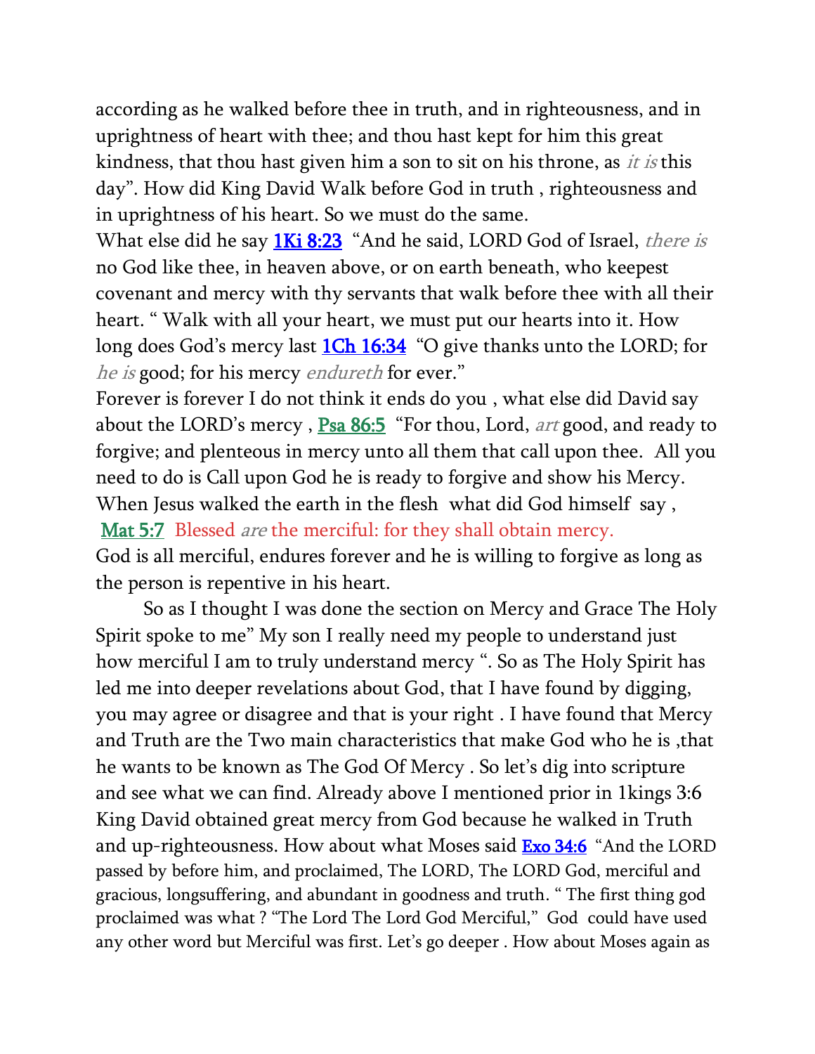according as he walked before thee in truth, and in righteousness, and in uprightness of heart with thee; and thou hast kept for him this great kindness, that thou hast given him a son to sit on his throne, as *it is* this day". How did King David Walk before God in truth , righteousness and in uprightness of his heart. So we must do the same.

What else did he say **1Ki 8:23** "And he said, LORD God of Israel, *there is* no God like thee, in heaven above, or on earth beneath, who keepest covenant and mercy with thy servants that walk before thee with all their heart. " Walk with all your heart, we must put our hearts into it. How long does God's mercy last **1Ch 16:34** "O give thanks unto the LORD; for *he is* good; for his mercy *endureth* for ever."

Forever is forever I do not think it ends do you , what else did David say about the LORD's mercy , **Psa 86:5** "For thou, Lord, *art* good, and ready to forgive; and plenteous in mercy unto all them that call upon thee. All you need to do is Call upon God he is ready to forgive and show his Mercy. When Jesus walked the earth in the flesh what did God himself say ,

**Mat 5:7** Blessed *are* the merciful: for they shall obtain mercy.

God is all merciful, endures forever and he is willing to forgive as long as the person is repentive in his heart.

So as I thought I was done the section on Mercy and Grace The Holy Spirit spoke to me" My son I really need my people to understand just how merciful I am to truly understand mercy ". So as The Holy Spirit has led me into deeper revelations about God, that I have found by digging, you may agree or disagree and that is your right . I have found that Mercy and Truth are the Two main characteristics that make God who he is ,that he wants to be known as The God Of Mercy . So let's dig into scripture and see what we can find. Already above I mentioned prior in 1kings 3:6 King David obtained great mercy from God because he walked in Truth and up-righteousness. How about what Moses said **Exo 34:6** "And the LORD passed by before him, and proclaimed, The LORD, The LORD God, merciful and gracious, longsuffering, and abundant in goodness and truth. " The first thing god proclaimed was what ? "The Lord The Lord God Merciful," God could have used any other word but Merciful was first. Let's go deeper . How about Moses again as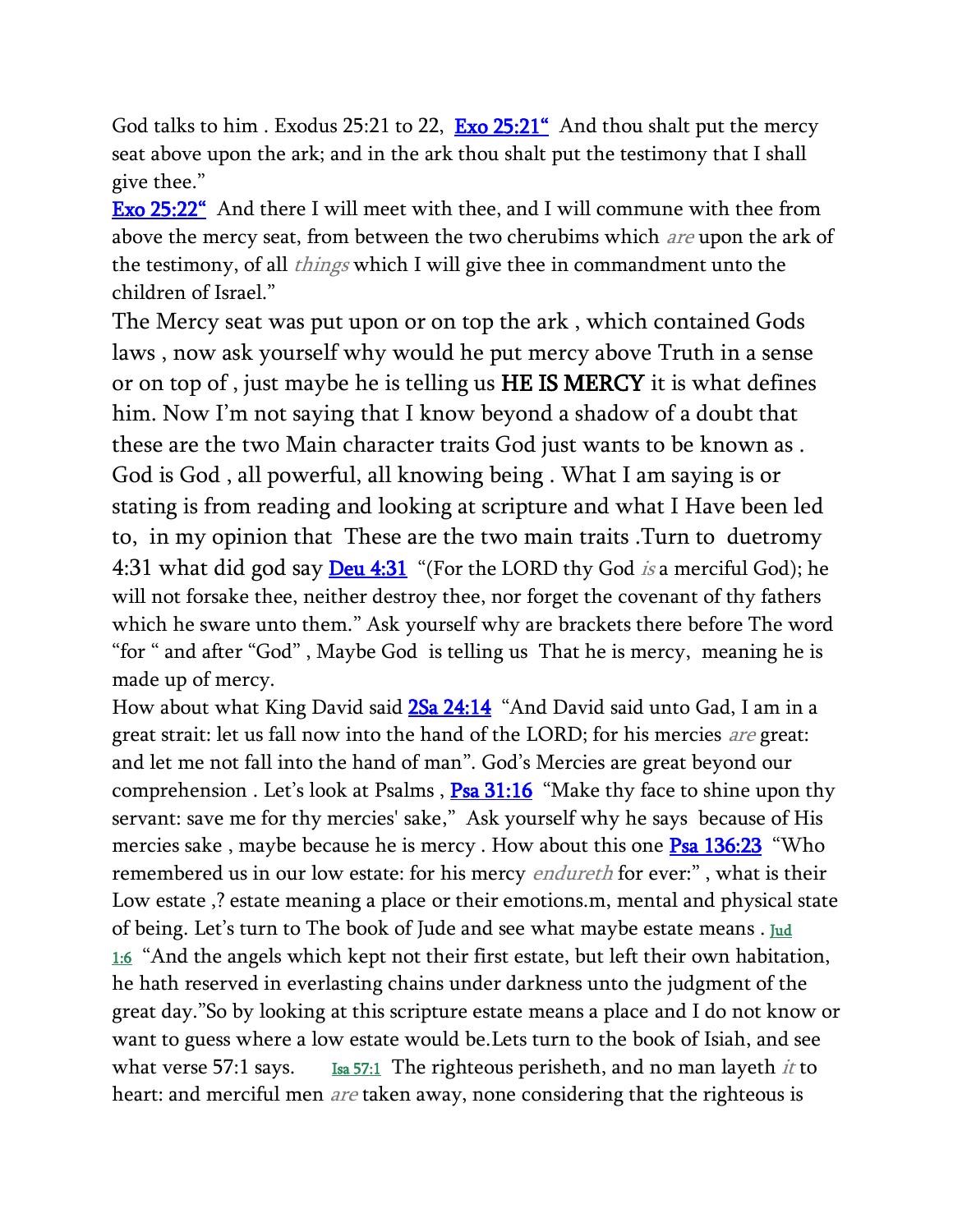God talks to him . Exodus 25:21 to 22, Exo 25:21“ And thou shalt put the mercy seat above upon the ark; and in the ark thou shalt put the testimony that I shall give thee.”

Exo 25:22“ And there I will meet with thee, and I will commune with thee from above the mercy seat, from between the two cherubims which *are* upon the ark of the testimony, of all *things* which I will give thee in commandment unto the children of Israel.”

The Mercy seat was put upon or on top the ark , which contained Gods laws , now ask yourself why would he put mercy above Truth in a sense or on top of , just maybe he is telling us **HE IS MERCY** it is what defines him. Now I’m not saying that I know beyond a shadow of a doubt that these are the two Main character traits God just wants to be known as . God is God , all powerful, all knowing being . What I am saying is or stating is from reading and looking at scripture and what I Have been led to, in my opinion that These are the two main traits .Turn to duetromy 4:31 what did god say Deu 4:31 “(For the LORD thy God *is* a merciful God); he will not forsake thee, neither destroy thee, nor forget the covenant of thy fathers which he sware unto them.” Ask yourself why are brackets there before The word “for “ and after “God” , Maybe God is telling us That he is mercy, meaning he is made up of mercy.

How about what King David said 2Sa 24:14 “And David said unto Gad, I am in a great strait: let us fall now into the hand of the LORD; for his mercies *are* great: and let me not fall into the hand of man”. God’s Mercies are great beyond our comprehension . Let’s look at Psalms , Psa 31:16 “Make thy face to shine upon thy servant: save me for thy mercies' sake,” Ask yourself why he says because of His mercies sake , maybe because he is mercy . How about this one Psa 136:23 “Who remembered us in our low estate: for his mercy *endureth* for ever:” , what is their Low estate ,? estate meaning a place or their emotions.m, mental and physical state of being. Let’s turn to The book of Jude and see what maybe estate means . Jud 1:6 “And the angels which kept not their first estate, but left their own habitation, he hath reserved in everlasting chains under darkness unto the judgment of the great day.”So by looking at this scripture estate means a place and I do not know or want to guess where a low estate would be.Lets turn to the book of Isiah, and see what verse 57:1 says. Isa 57:1 The righteous perisheth, and no man layeth *it* to heart: and merciful men *are* taken away, none considering that the righteous is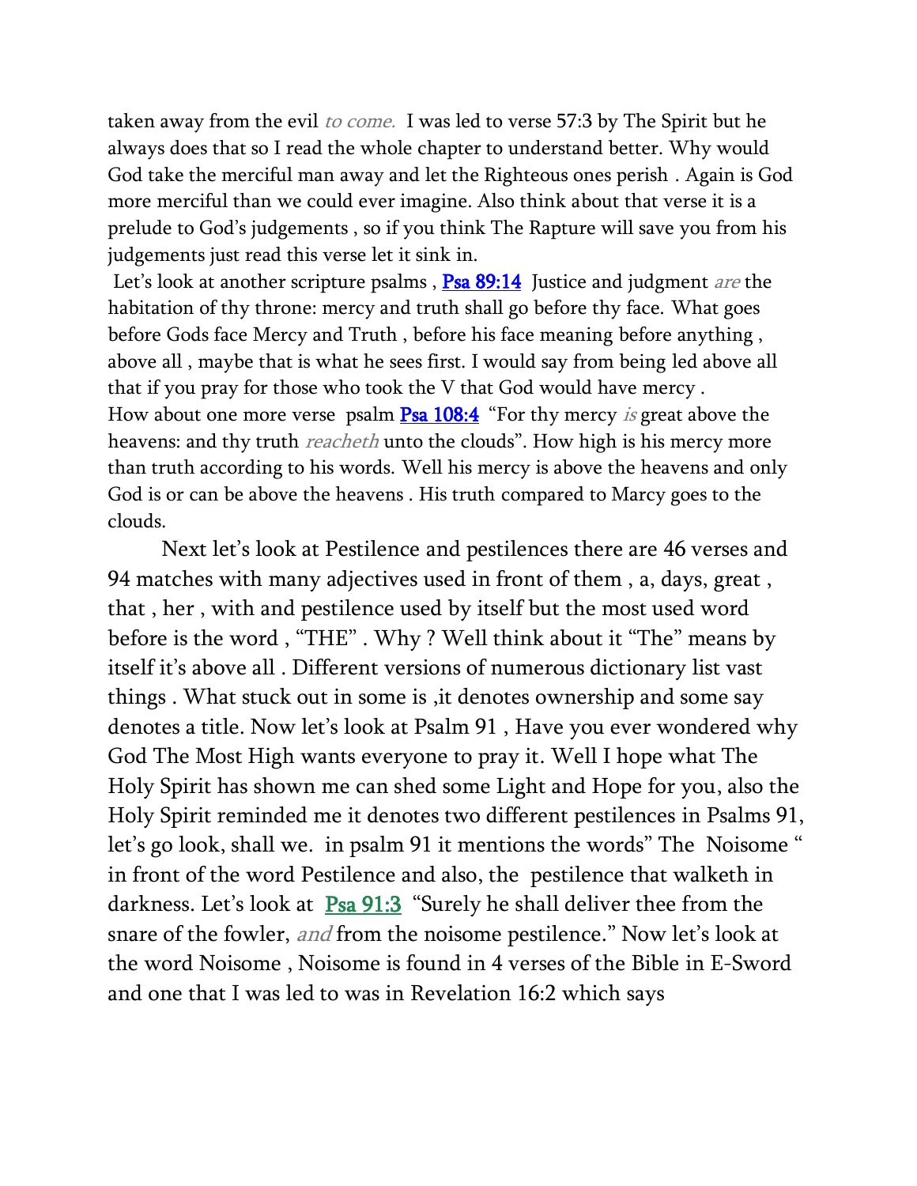taken away from the evil *to come.* I was led to verse 57:3 by The Spirit but he always does that so I read the whole chapter to understand better. Why would God take the merciful man away and let the Righteous ones perish . Again is God more merciful than we could ever imagine. Also think about that verse it is a prelude to God's judgements , so if you think The Rapture will save you from his judgements just read this verse let it sink in.

Let's look at another scripture psalms , **Psa 89:14** Justice and judgment *are* the habitation of thy throne: mercy and truth shall go before thy face. What goes before Gods face Mercy and Truth , before his face meaning before anything , above all , maybe that is what he sees first. I would say from being led above all that if you pray for those who took the V that God would have mercy .

How about one more verse psalm **Psa 108:4** "For thy mercy *is* great above the heavens: and thy truth *reacheth* unto the clouds". How high is his mercy more than truth according to his words. Well his mercy is above the heavens and only God is or can be above the heavens . His truth compared to Marcy goes to the clouds.

Next let's look at Pestilence and pestilences there are 46 verses and 94 matches with many adjectives used in front of them , a, days, great , that , her , with and pestilence used by itself but the most used word before is the word , "THE" . Why ? Well think about it "The" means by itself it's above all . Different versions of numerous dictionary list vast things . What stuck out in some is ,it denotes ownership and some say denotes a title. Now let's look at Psalm 91 , Have you ever wondered why God The Most High wants everyone to pray it. Well I hope what The Holy Spirit has shown me can shed some Light and Hope for you, also the Holy Spirit reminded me it denotes two different pestilences in Psalms 91, let's go look, shall we. in psalm 91 it mentions the words" The Noisome " in front of the word Pestilence and also, the pestilence that walketh in darkness. Let's look at **Psa 91:3** "Surely he shall deliver thee from the snare of the fowler, *and* from the noisome pestilence." Now let's look at the word Noisome , Noisome is found in 4 verses of the Bible in E-Sword and one that I was led to was in Revelation 16:2 which says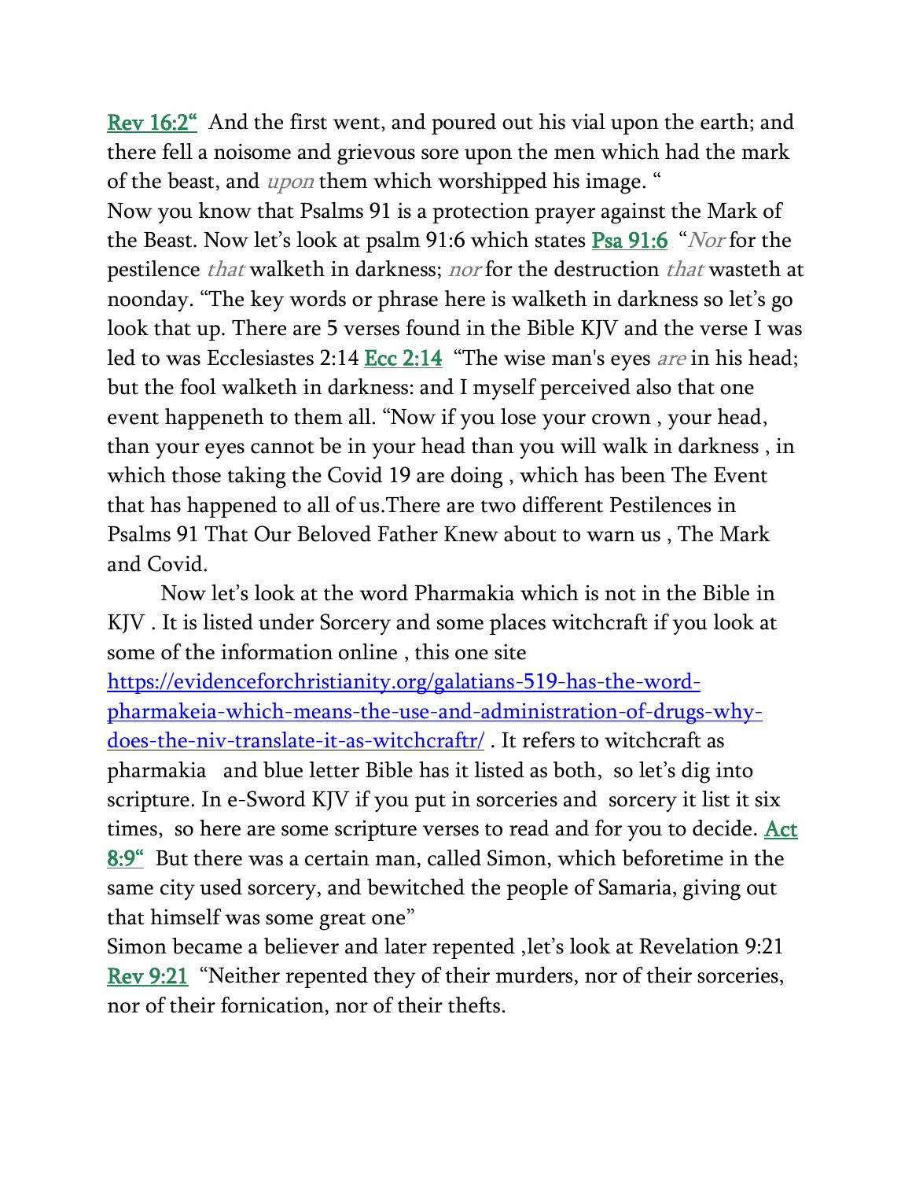[Rev 16:2“](#)  And the first went, and poured out his vial upon the earth; and there fell a noisome and grievous sore upon the men which had the mark of the beast, and *upon* them which worshipped his image. “
Now you know that Psalms 91 is a protection prayer against the Mark of the Beast. Now let’s look at psalm 91:6 which states [Psa 91:6](#)  “*Nor* for the pestilence *that* walketh in darkness; *nor* for the destruction *that* wasteth at noonday. “The key words or phrase here is walketh in darkness so let’s go look that up. There are 5 verses found in the Bible KJV and the verse I was led to was Ecclesiastes 2:14 [Ecc 2:14](#)  “The wise man's eyes *are* in his head; but the fool walketh in darkness: and I myself perceived also that one event happeneth to them all. “Now if you lose your crown , your head, than your eyes cannot be in your head than you will walk in darkness , in which those taking the Covid 19 are doing , which has been The Event that has happened to all of us.There are two different Pestilences in Psalms 91 That Our Beloved Father Knew about to warn us , The Mark and Covid.

Now let’s look at the word Pharmakia which is not in the Bible in KJV . It is listed under Sorcery and some places witchcraft if you look at some of the information online , this one site https://evidenceforchristianity.org/galatians-519-has-the-word-pharmakeia-which-means-the-use-and-administration-of-drugs-why-does-the-niv-translate-it-as-witchcraftr/ . It refers to witchcraft as pharmakia   and blue letter Bible has it listed as both,  so let’s dig into scripture. In e-Sword KJV if you put in sorceries and  sorcery it list it six times,  so here are some scripture verses to read and for you to decide. [Act 8:9“](#)  But there was a certain man, called Simon, which beforetime in the same city used sorcery, and bewitched the people of Samaria, giving out that himself was some great one”
Simon became a believer and later repented ,let’s look at Revelation 9:21 [Rev 9:21](#)  “Neither repented they of their murders, nor of their sorceries, nor of their fornication, nor of their thefts.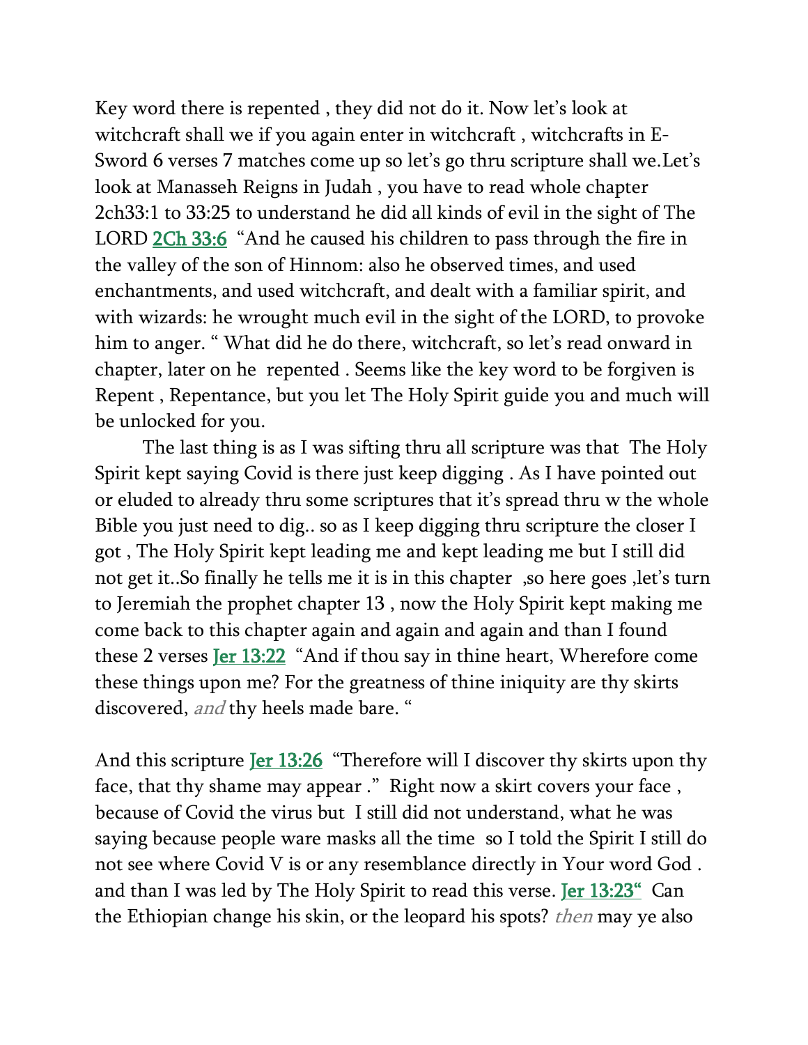Key word there is repented , they did not do it. Now let's look at witchcraft shall we if you again enter in witchcraft , witchcrafts in E-Sword 6 verses 7 matches come up so let's go thru scripture shall we.Let's look at Manasseh Reigns in Judah , you have to read whole chapter 2ch33:1 to 33:25 to understand he did all kinds of evil in the sight of The LORD 2Ch 33:6 "And he caused his children to pass through the fire in the valley of the son of Hinnom: also he observed times, and used enchantments, and used witchcraft, and dealt with a familiar spirit, and with wizards: he wrought much evil in the sight of the LORD, to provoke him to anger. " What did he do there, witchcraft, so let's read onward in chapter, later on he repented . Seems like the key word to be forgiven is Repent , Repentance, but you let The Holy Spirit guide you and much will be unlocked for you.

The last thing is as I was sifting thru all scripture was that The Holy Spirit kept saying Covid is there just keep digging . As I have pointed out or eluded to already thru some scriptures that it's spread thru w the whole Bible you just need to dig.. so as I keep digging thru scripture the closer I got , The Holy Spirit kept leading me and kept leading me but I still did not get it..So finally he tells me it is in this chapter ,so here goes ,let's turn to Jeremiah the prophet chapter 13 , now the Holy Spirit kept making me come back to this chapter again and again and again and than I found these 2 verses Jer 13:22 "And if thou say in thine heart, Wherefore come these things upon me? For the greatness of thine iniquity are thy skirts discovered, *and* thy heels made bare. "

And this scripture Jer 13:26 "Therefore will I discover thy skirts upon thy face, that thy shame may appear ." Right now a skirt covers your face , because of Covid the virus but I still did not understand, what he was saying because people ware masks all the time so I told the Spirit I still do not see where Covid V is or any resemblance directly in Your word God . and than I was led by The Holy Spirit to read this verse. Jer 13:23" Can the Ethiopian change his skin, or the leopard his spots? *then* may ye also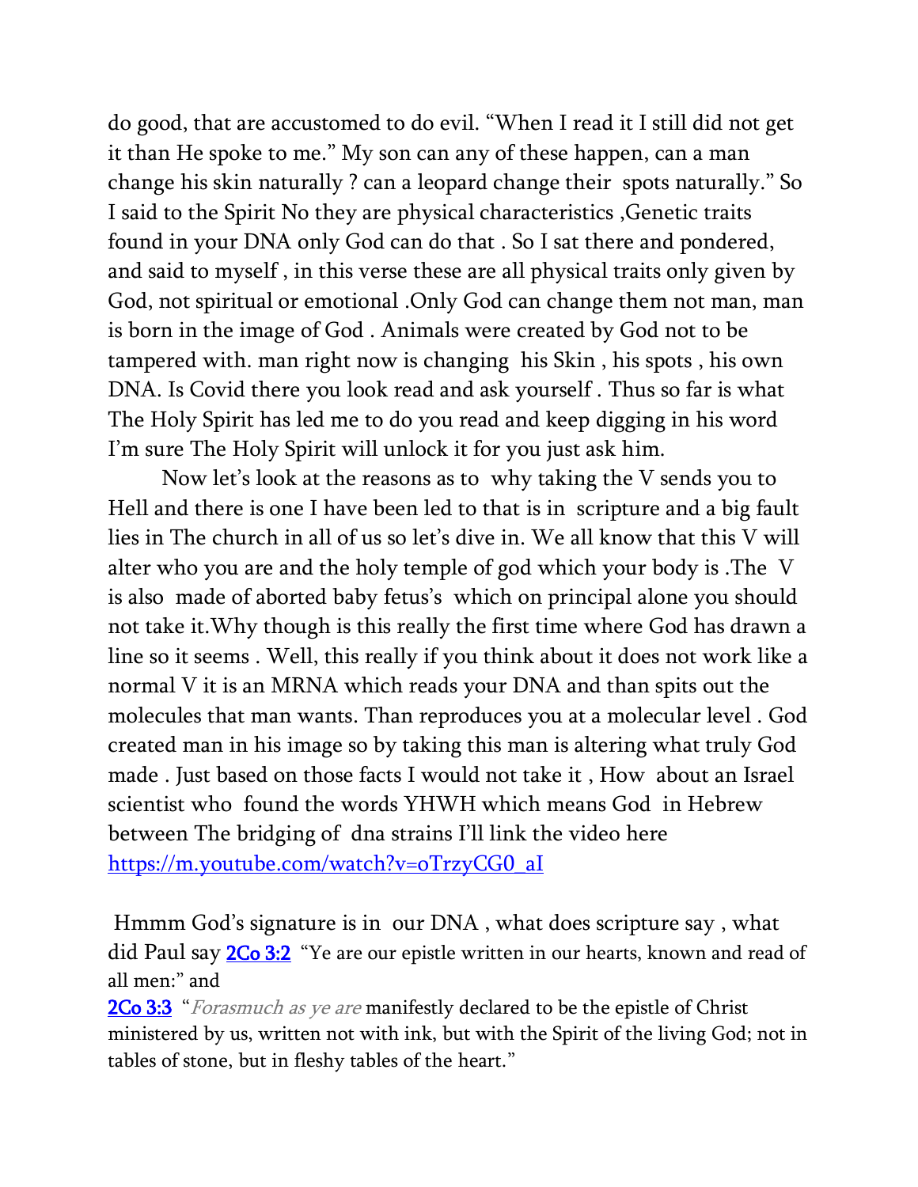do good, that are accustomed to do evil. "When I read it I still did not get it than He spoke to me." My son can any of these happen, can a man change his skin naturally ? can a leopard change their spots naturally." So I said to the Spirit No they are physical characteristics ,Genetic traits found in your DNA only God can do that . So I sat there and pondered, and said to myself , in this verse these are all physical traits only given by God, not spiritual or emotional .Only God can change them not man, man is born in the image of God . Animals were created by God not to be tampered with. man right now is changing his Skin , his spots , his own DNA. Is Covid there you look read and ask yourself . Thus so far is what The Holy Spirit has led me to do you read and keep digging in his word I'm sure The Holy Spirit will unlock it for you just ask him.

Now let's look at the reasons as to why taking the V sends you to Hell and there is one I have been led to that is in scripture and a big fault lies in The church in all of us so let's dive in. We all know that this V will alter who you are and the holy temple of god which your body is .The V is also made of aborted baby fetus's which on principal alone you should not take it.Why though is this really the first time where God has drawn a line so it seems . Well, this really if you think about it does not work like a normal V it is an MRNA which reads your DNA and than spits out the molecules that man wants. Than reproduces you at a molecular level . God created man in his image so by taking this man is altering what truly God made . Just based on those facts I would not take it , How about an Israel scientist who found the words YHWH which means God in Hebrew between The bridging of dna strains I'll link the video here [https://m.youtube.com/watch?v=oTrzyCG0_aI](https://m.youtube.com/watch?v=oTrzyCG0_aI)

Hmmm God's signature is in our DNA , what does scripture say , what did Paul say [2Co 3:2](#) "Ye are our epistle written in our hearts, known and read of all men:" and

[2Co 3:3](#) "*Forasmuch as ye are* manifestly declared to be the epistle of Christ ministered by us, written not with ink, but with the Spirit of the living God; not in tables of stone, but in fleshy tables of the heart."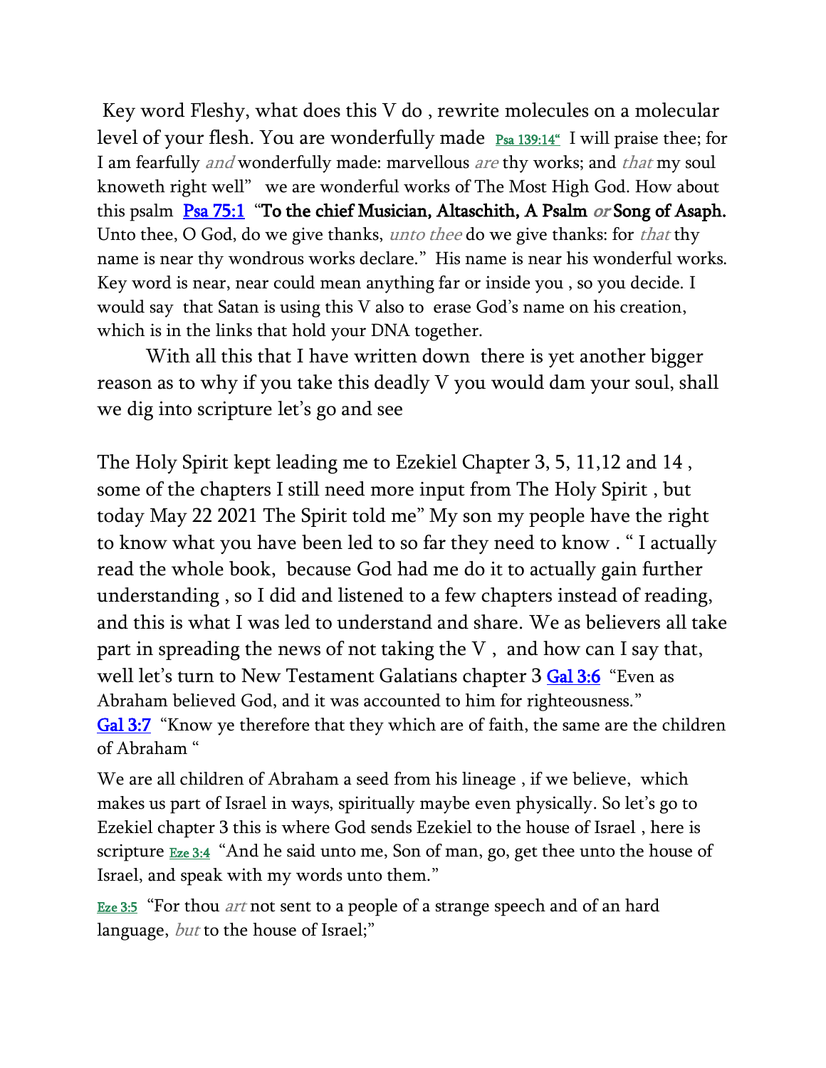Key word Fleshy, what does this V do , rewrite molecules on a molecular level of your flesh. You are wonderfully made Psa 139:14" I will praise thee; for I am fearfully *and* wonderfully made: marvellous *are* thy works; and *that* my soul knoweth right well" we are wonderful works of The Most High God. How about this psalm Psa 75:1 "To the chief Musician, Altaschith, A Psalm *or* Song of Asaph. Unto thee, O God, do we give thanks, *unto thee* do we give thanks: for *that* thy name is near thy wondrous works declare." His name is near his wonderful works. Key word is near, near could mean anything far or inside you , so you decide. I would say that Satan is using this V also to erase God's name on his creation, which is in the links that hold your DNA together.

With all this that I have written down there is yet another bigger reason as to why if you take this deadly V you would dam your soul, shall we dig into scripture let's go and see

The Holy Spirit kept leading me to Ezekiel Chapter 3, 5, 11,12 and 14 , some of the chapters I still need more input from The Holy Spirit , but today May 22 2021 The Spirit told me" My son my people have the right to know what you have been led to so far they need to know . " I actually read the whole book, because God had me do it to actually gain further understanding , so I did and listened to a few chapters instead of reading, and this is what I was led to understand and share. We as believers all take part in spreading the news of not taking the V , and how can I say that, well let's turn to New Testament Galatians chapter 3 Gal 3:6 "Even as Abraham believed God, and it was accounted to him for righteousness." Gal 3:7 "Know ye therefore that they which are of faith, the same are the children of Abraham "

We are all children of Abraham a seed from his lineage , if we believe, which makes us part of Israel in ways, spiritually maybe even physically. So let's go to Ezekiel chapter 3 this is where God sends Ezekiel to the house of Israel , here is scripture Eze 3:4 "And he said unto me, Son of man, go, get thee unto the house of Israel, and speak with my words unto them."

Eze 3:5 "For thou *art* not sent to a people of a strange speech and of an hard language, *but* to the house of Israel;"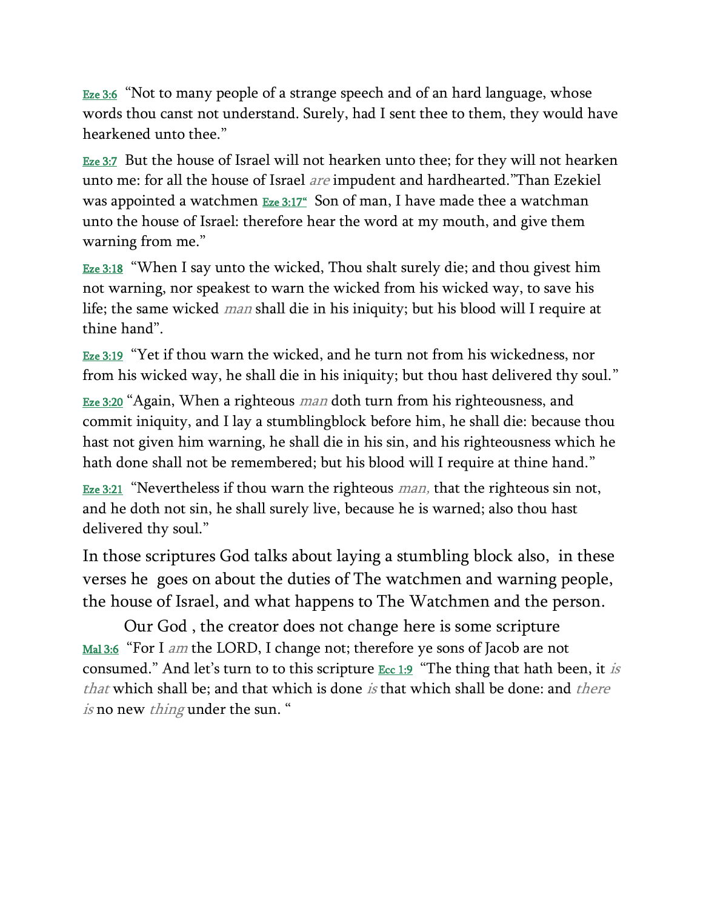Eze 3:6 “Not to many people of a strange speech and of an hard language, whose words thou canst not understand. Surely, had I sent thee to them, they would have hearkened unto thee.”

Eze 3:7 But the house of Israel will not hearken unto thee; for they will not hearken unto me: for all the house of Israel *are* impudent and hardhearted.”Than Ezekiel was appointed a watchmen Eze 3:17“ Son of man, I have made thee a watchman unto the house of Israel: therefore hear the word at my mouth, and give them warning from me.”

Eze 3:18 “When I say unto the wicked, Thou shalt surely die; and thou givest him not warning, nor speakest to warn the wicked from his wicked way, to save his life; the same wicked *man* shall die in his iniquity; but his blood will I require at thine hand”.

Eze 3:19 “Yet if thou warn the wicked, and he turn not from his wickedness, nor from his wicked way, he shall die in his iniquity; but thou hast delivered thy soul.”

Eze 3:20 “Again, When a righteous *man* doth turn from his righteousness, and commit iniquity, and I lay a stumblingblock before him, he shall die: because thou hast not given him warning, he shall die in his sin, and his righteousness which he hath done shall not be remembered; but his blood will I require at thine hand.”

Eze 3:21 “Nevertheless if thou warn the righteous *man,* that the righteous sin not, and he doth not sin, he shall surely live, because he is warned; also thou hast delivered thy soul.”

In those scriptures God talks about laying a stumbling block also, in these verses he goes on about the duties of The watchmen and warning people, the house of Israel, and what happens to The Watchmen and the person.

Our God , the creator does not change here is some scripture Mal 3:6 “For I *am* the LORD, I change not; therefore ye sons of Jacob are not consumed.” And let’s turn to to this scripture Ecc 1:9 “The thing that hath been, it *is that* which shall be; and that which is done *is* that which shall be done: and *there is* no new *thing* under the sun. “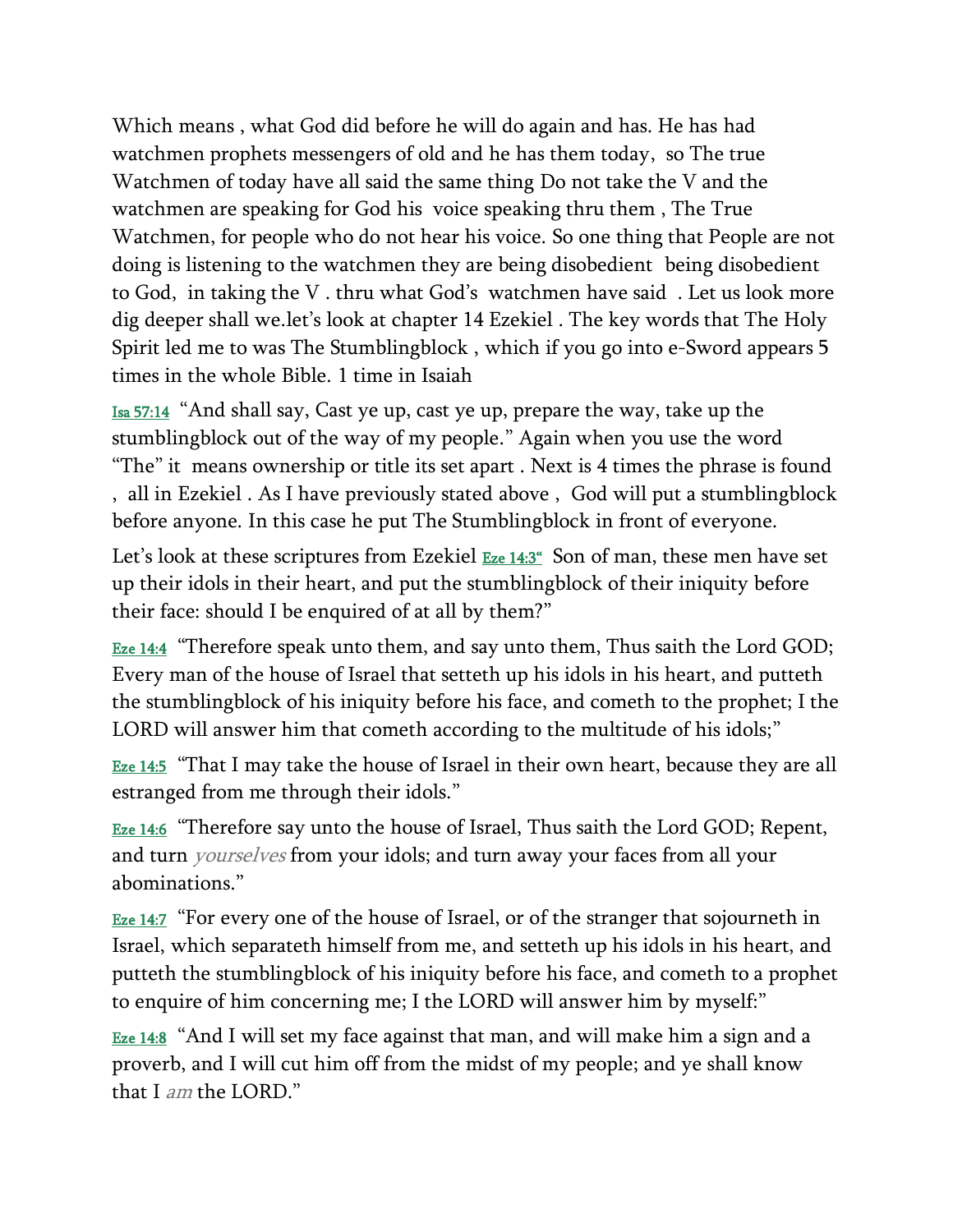Which means , what God did before he will do again and has. He has had watchmen prophets messengers of old and he has them today, so The true Watchmen of today have all said the same thing Do not take the V and the watchmen are speaking for God his voice speaking thru them , The True Watchmen, for people who do not hear his voice. So one thing that People are not doing is listening to the watchmen they are being disobedient being disobedient to God, in taking the V . thru what God's watchmen have said . Let us look more dig deeper shall we.let's look at chapter 14 Ezekiel . The key words that The Holy Spirit led me to was The Stumblingblock , which if you go into e-Sword appears 5 times in the whole Bible. 1 time in Isaiah

Isa 57:14 "And shall say, Cast ye up, cast ye up, prepare the way, take up the stumblingblock out of the way of my people." Again when you use the word "The" it means ownership or title its set apart . Next is 4 times the phrase is found , all in Ezekiel . As I have previously stated above , God will put a stumblingblock before anyone. In this case he put The Stumblingblock in front of everyone.

Let's look at these scriptures from Ezekiel Eze 14:3" Son of man, these men have set up their idols in their heart, and put the stumblingblock of their iniquity before their face: should I be enquired of at all by them?"

Eze 14:4 "Therefore speak unto them, and say unto them, Thus saith the Lord GOD; Every man of the house of Israel that setteth up his idols in his heart, and putteth the stumblingblock of his iniquity before his face, and cometh to the prophet; I the LORD will answer him that cometh according to the multitude of his idols;"

Eze 14:5 "That I may take the house of Israel in their own heart, because they are all estranged from me through their idols."

Eze 14:6 "Therefore say unto the house of Israel, Thus saith the Lord GOD; Repent, and turn *yourselves* from your idols; and turn away your faces from all your abominations."

Eze 14:7 "For every one of the house of Israel, or of the stranger that sojourneth in Israel, which separateth himself from me, and setteth up his idols in his heart, and putteth the stumblingblock of his iniquity before his face, and cometh to a prophet to enquire of him concerning me; I the LORD will answer him by myself:"

Eze 14:8 "And I will set my face against that man, and will make him a sign and a proverb, and I will cut him off from the midst of my people; and ye shall know that I *am* the LORD."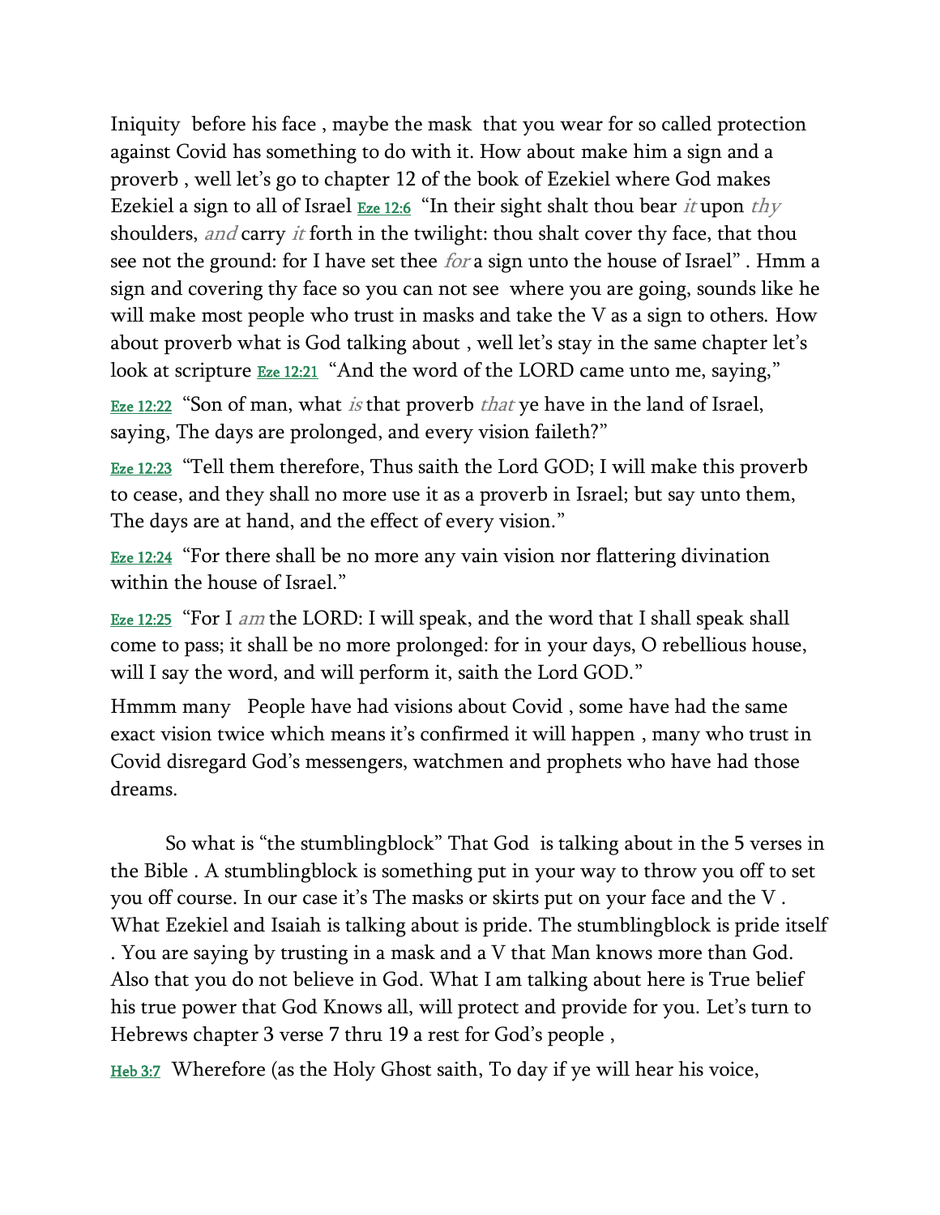Iniquity before his face , maybe the mask that you wear for so called protection against Covid has something to do with it. How about make him a sign and a proverb , well let's go to chapter 12 of the book of Ezekiel where God makes Ezekiel a sign to all of Israel Eze 12:6 "In their sight shalt thou bear *it* upon *thy* shoulders, *and* carry *it* forth in the twilight: thou shalt cover thy face, that thou see not the ground: for I have set thee *for* a sign unto the house of Israel" . Hmm a sign and covering thy face so you can not see where you are going, sounds like he will make most people who trust in masks and take the V as a sign to others. How about proverb what is God talking about , well let's stay in the same chapter let's look at scripture Eze 12:21 "And the word of the LORD came unto me, saying,"

Eze 12:22 "Son of man, what *is* that proverb *that* ye have in the land of Israel, saying, The days are prolonged, and every vision faileth?"

Eze 12:23 "Tell them therefore, Thus saith the Lord GOD; I will make this proverb to cease, and they shall no more use it as a proverb in Israel; but say unto them, The days are at hand, and the effect of every vision."

Eze 12:24 "For there shall be no more any vain vision nor flattering divination within the house of Israel."

Eze 12:25 "For I *am* the LORD: I will speak, and the word that I shall speak shall come to pass; it shall be no more prolonged: for in your days, O rebellious house, will I say the word, and will perform it, saith the Lord GOD."

Hmmm many People have had visions about Covid , some have had the same exact vision twice which means it's confirmed it will happen , many who trust in Covid disregard God's messengers, watchmen and prophets who have had those dreams.

So what is "the stumblingblock" That God is talking about in the 5 verses in the Bible . A stumblingblock is something put in your way to throw you off to set you off course. In our case it's The masks or skirts put on your face and the V . What Ezekiel and Isaiah is talking about is pride. The stumblingblock is pride itself . You are saying by trusting in a mask and a V that Man knows more than God. Also that you do not believe in God. What I am talking about here is True belief his true power that God Knows all, will protect and provide for you. Let's turn to Hebrews chapter 3 verse 7 thru 19 a rest for God's people ,

Heb 3:7 Wherefore (as the Holy Ghost saith, To day if ye will hear his voice,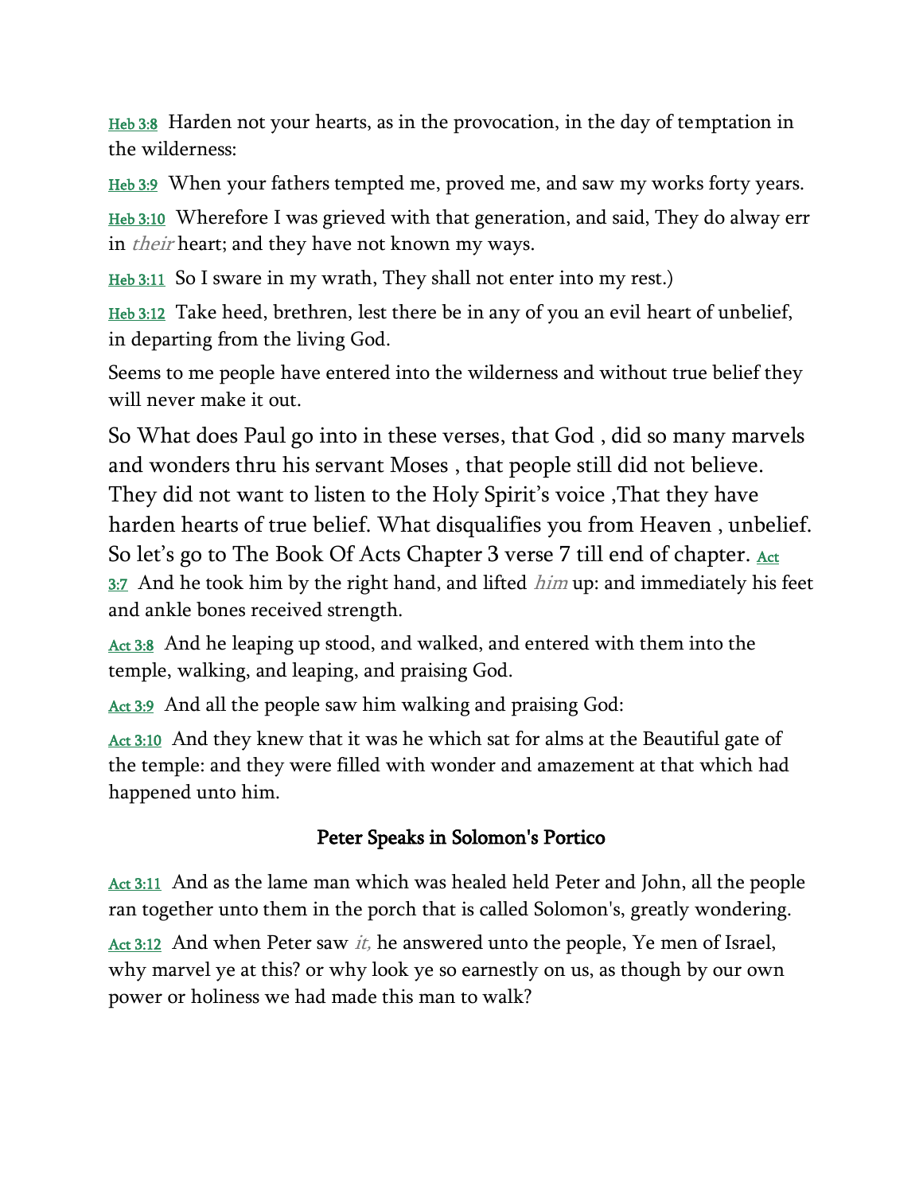Heb 3:8 Harden not your hearts, as in the provocation, in the day of temptation in the wilderness:

Heb 3:9 When your fathers tempted me, proved me, and saw my works forty years.

Heb 3:10 Wherefore I was grieved with that generation, and said, They do alway err in *their* heart; and they have not known my ways.

Heb 3:11 So I sware in my wrath, They shall not enter into my rest.)

Heb 3:12 Take heed, brethren, lest there be in any of you an evil heart of unbelief, in departing from the living God.

Seems to me people have entered into the wilderness and without true belief they will never make it out.

So What does Paul go into in these verses, that God , did so many marvels and wonders thru his servant Moses , that people still did not believe. They did not want to listen to the Holy Spirit's voice ,That they have harden hearts of true belief. What disqualifies you from Heaven , unbelief. So let's go to The Book Of Acts Chapter 3 verse 7 till end of chapter. Act 3:7 And he took him by the right hand, and lifted *him* up: and immediately his feet and ankle bones received strength.

Act 3:8 And he leaping up stood, and walked, and entered with them into the temple, walking, and leaping, and praising God.

Act 3:9 And all the people saw him walking and praising God:

Act 3:10 And they knew that it was he which sat for alms at the Beautiful gate of the temple: and they were filled with wonder and amazement at that which had happened unto him.

### Peter Speaks in Solomon's Portico

Act 3:11 And as the lame man which was healed held Peter and John, all the people ran together unto them in the porch that is called Solomon's, greatly wondering.

Act 3:12 And when Peter saw *it,* he answered unto the people, Ye men of Israel, why marvel ye at this? or why look ye so earnestly on us, as though by our own power or holiness we had made this man to walk?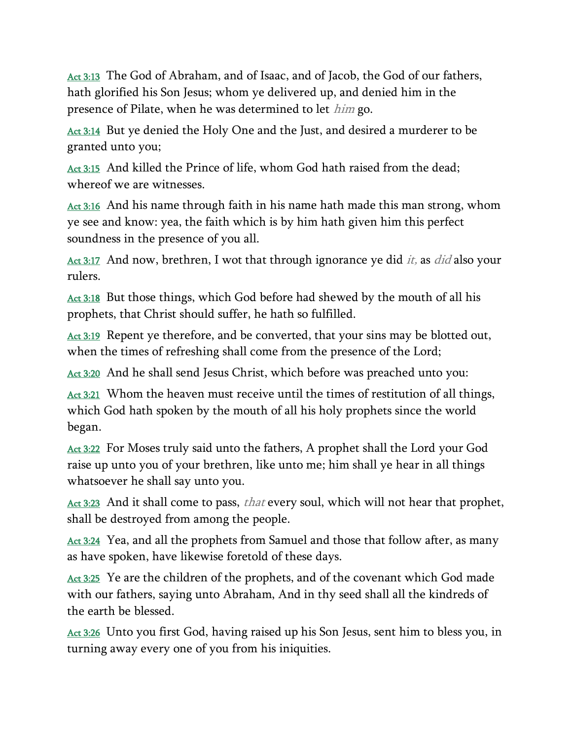Act 3:13 The God of Abraham, and of Isaac, and of Jacob, the God of our fathers, hath glorified his Son Jesus; whom ye delivered up, and denied him in the presence of Pilate, when he was determined to let *him* go.

Act 3:14 But ye denied the Holy One and the Just, and desired a murderer to be granted unto you;

Act 3:15 And killed the Prince of life, whom God hath raised from the dead; whereof we are witnesses.

Act 3:16 And his name through faith in his name hath made this man strong, whom ye see and know: yea, the faith which is by him hath given him this perfect soundness in the presence of you all.

Act 3:17 And now, brethren, I wot that through ignorance ye did *it,* as *did* also your rulers.

Act 3:18 But those things, which God before had shewed by the mouth of all his prophets, that Christ should suffer, he hath so fulfilled.

Act 3:19 Repent ye therefore, and be converted, that your sins may be blotted out, when the times of refreshing shall come from the presence of the Lord;

Act 3:20 And he shall send Jesus Christ, which before was preached unto you:

Act 3:21 Whom the heaven must receive until the times of restitution of all things, which God hath spoken by the mouth of all his holy prophets since the world began.

Act 3:22 For Moses truly said unto the fathers, A prophet shall the Lord your God raise up unto you of your brethren, like unto me; him shall ye hear in all things whatsoever he shall say unto you.

Act 3:23 And it shall come to pass, *that* every soul, which will not hear that prophet, shall be destroyed from among the people.

Act 3:24 Yea, and all the prophets from Samuel and those that follow after, as many as have spoken, have likewise foretold of these days.

Act 3:25 Ye are the children of the prophets, and of the covenant which God made with our fathers, saying unto Abraham, And in thy seed shall all the kindreds of the earth be blessed.

Act 3:26 Unto you first God, having raised up his Son Jesus, sent him to bless you, in turning away every one of you from his iniquities.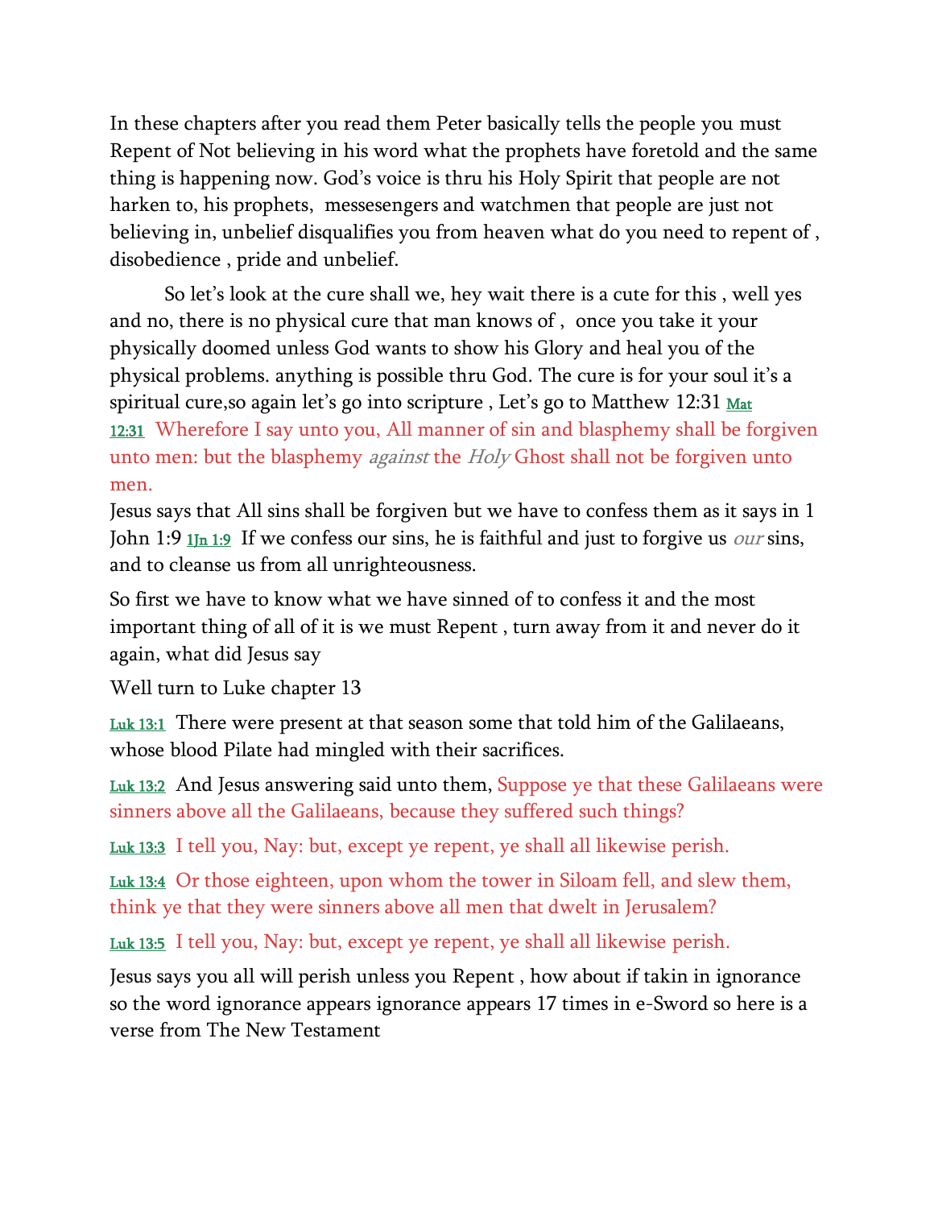In these chapters after you read them Peter basically tells the people you must Repent of Not believing in his word what the prophets have foretold and the same thing is happening now. God's voice is thru his Holy Spirit that people are not harken to, his prophets, messesengers and watchmen that people are just not believing in, unbelief disqualifies you from heaven what do you need to repent of , disobedience , pride and unbelief.

So let's look at the cure shall we, hey wait there is a cute for this , well yes and no, there is no physical cure that man knows of , once you take it your physically doomed unless God wants to show his Glory and heal you of the physical problems. anything is possible thru God. The cure is for your soul it's a spiritual cure,so again let's go into scripture , Let's go to Matthew 12:31 Mat 12:31 Wherefore I say unto you, All manner of sin and blasphemy shall be forgiven unto men: but the blasphemy *against* the *Holy* Ghost shall not be forgiven unto men.

Jesus says that All sins shall be forgiven but we have to confess them as it says in 1 John 1:9 1Jn 1:9 If we confess our sins, he is faithful and just to forgive us *our* sins, and to cleanse us from all unrighteousness.

So first we have to know what we have sinned of to confess it and the most important thing of all of it is we must Repent , turn away from it and never do it again, what did Jesus say

Well turn to Luke chapter 13

Luk 13:1 There were present at that season some that told him of the Galilaeans, whose blood Pilate had mingled with their sacrifices.

Luk 13:2 And Jesus answering said unto them, Suppose ye that these Galilaeans were sinners above all the Galilaeans, because they suffered such things?

Luk 13:3 I tell you, Nay: but, except ye repent, ye shall all likewise perish.

Luk 13:4 Or those eighteen, upon whom the tower in Siloam fell, and slew them, think ye that they were sinners above all men that dwelt in Jerusalem?

Luk 13:5 I tell you, Nay: but, except ye repent, ye shall all likewise perish.

Jesus says you all will perish unless you Repent , how about if takin in ignorance so the word ignorance appears ignorance appears 17 times in e-Sword so here is a verse from The New Testament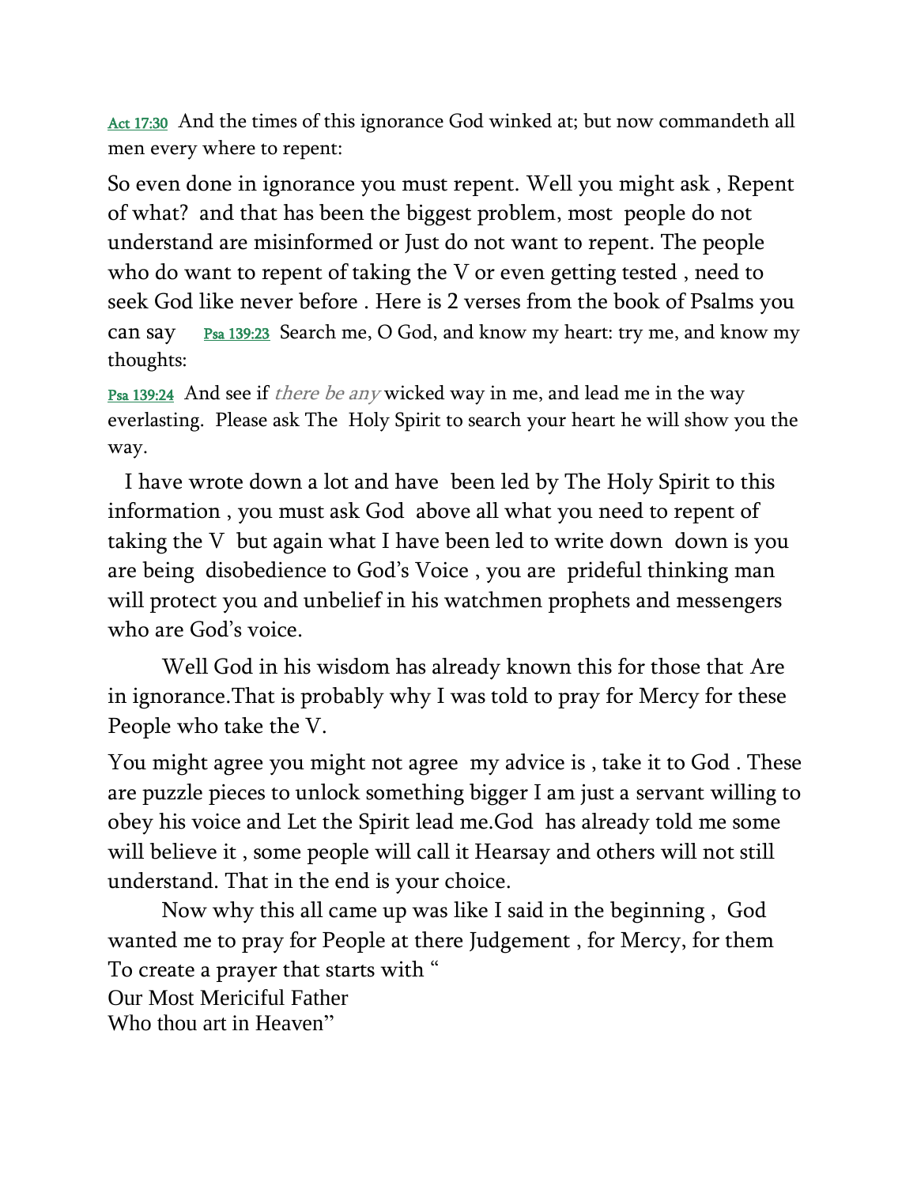Act 17:30 And the times of this ignorance God winked at; but now commandeth all men every where to repent:

So even done in ignorance you must repent. Well you might ask , Repent of what? and that has been the biggest problem, most people do not understand are misinformed or Just do not want to repent. The people who do want to repent of taking the V or even getting tested , need to seek God like never before . Here is 2 verses from the book of Psalms you can say Psa 139:23 Search me, O God, and know my heart: try me, and know my thoughts:

Psa 139:24 And see if *there be any* wicked way in me, and lead me in the way everlasting. Please ask The Holy Spirit to search your heart he will show you the way.

I have wrote down a lot and have been led by The Holy Spirit to this information , you must ask God above all what you need to repent of taking the V but again what I have been led to write down down is you are being disobedience to God's Voice , you are prideful thinking man will protect you and unbelief in his watchmen prophets and messengers who are God's voice.

Well God in his wisdom has already known this for those that Are in ignorance.That is probably why I was told to pray for Mercy for these People who take the V.

You might agree you might not agree my advice is , take it to God . These are puzzle pieces to unlock something bigger I am just a servant willing to obey his voice and Let the Spirit lead me.God has already told me some will believe it , some people will call it Hearsay and others will not still understand. That in the end is your choice.

Now why this all came up was like I said in the beginning , God wanted me to pray for People at there Judgement , for Mercy, for them To create a prayer that starts with "
Our Most Mericiful Father
Who thou art in Heaven"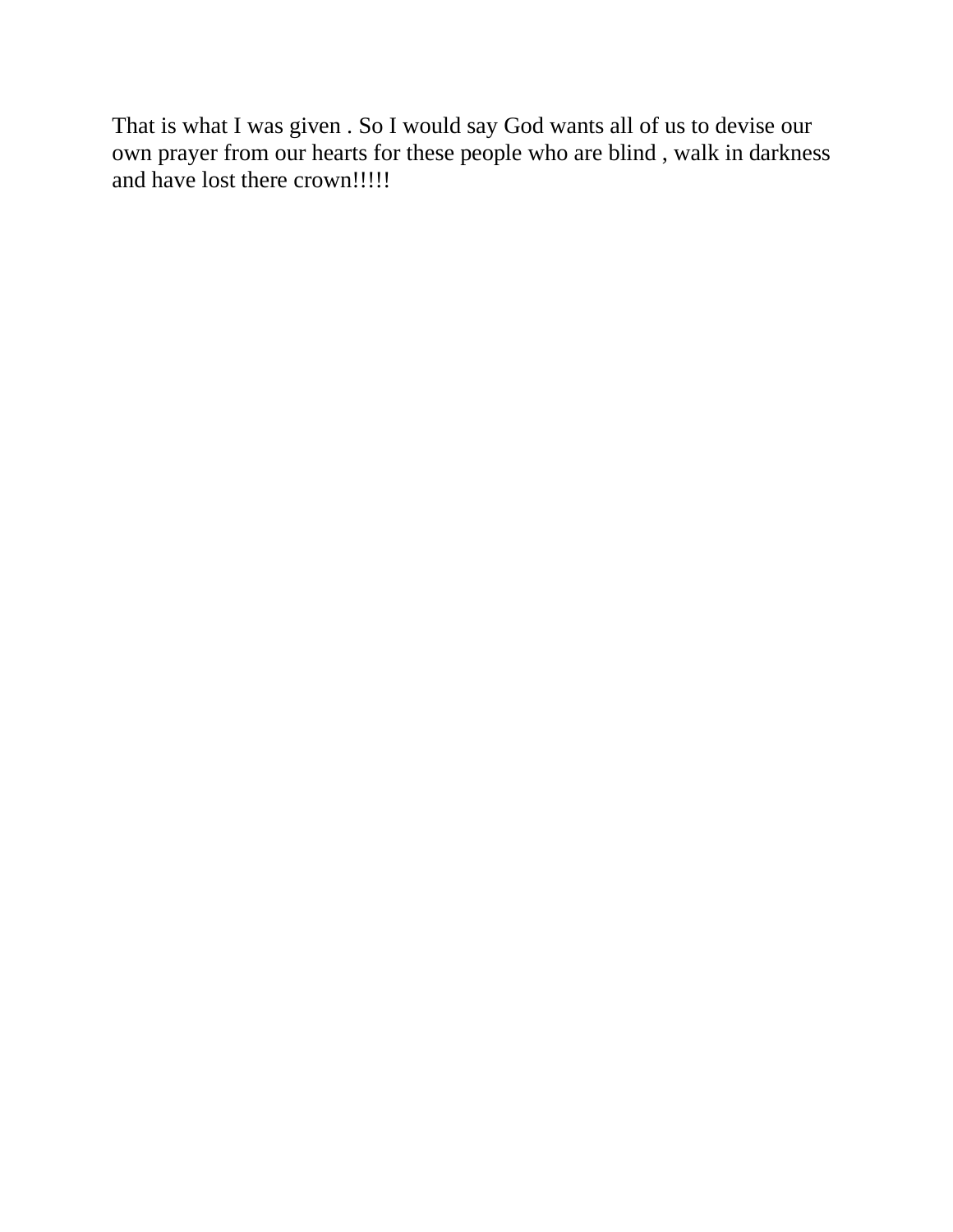That is what I was given . So I would say God wants all of us to devise our own prayer from our hearts for these people who are blind , walk in darkness and have lost there crown!!!!!